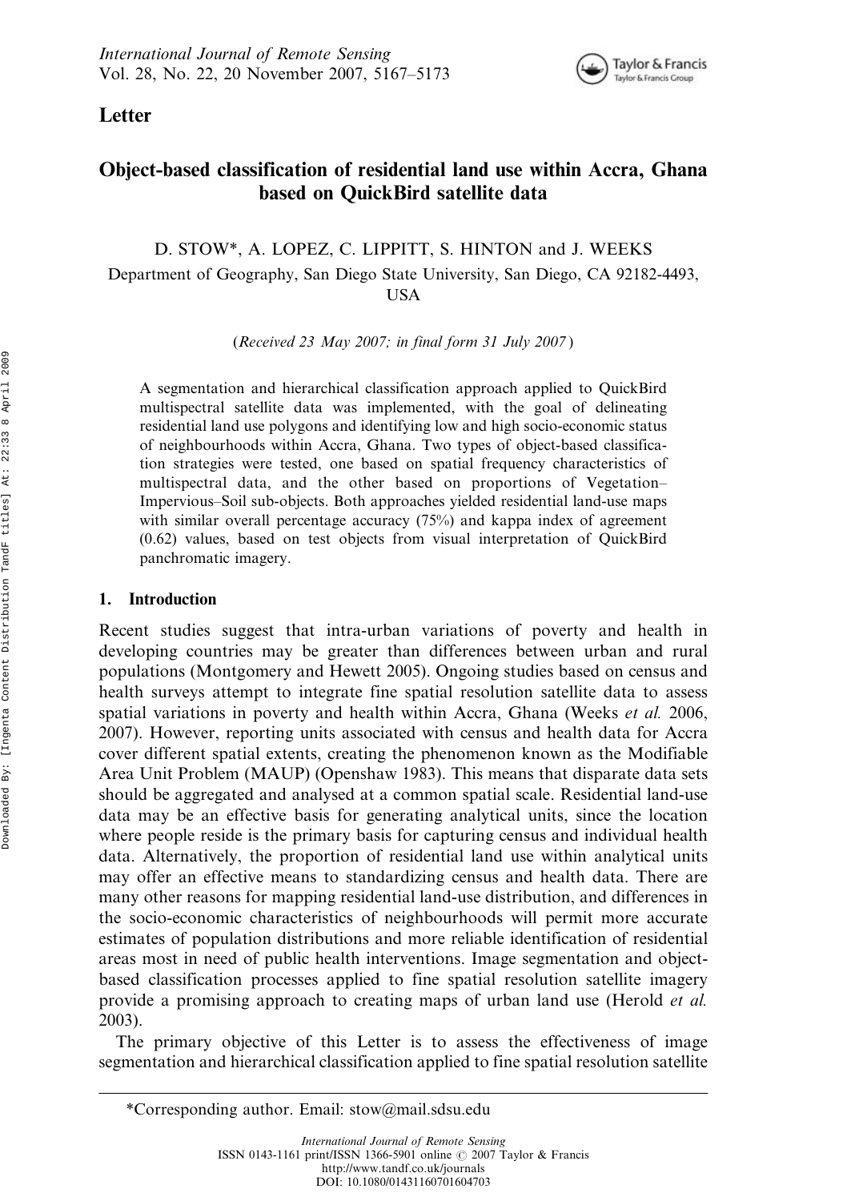Letter

# Object-based classification of residential land use within Accra, Ghana based on QuickBird satellite data

D. STOW*, A. LOPEZ, C. LIPPITT, S. HINTON and J. WEEKS

Department of Geography, San Diego State University, San Diego, CA 92182-4493, USA

*(Received 23 May 2007; in final form 31 July 2007)*

A segmentation and hierarchical classification approach applied to QuickBird multispectral satellite data was implemented, with the goal of delineating residential land use polygons and identifying low and high socio-economic status of neighbourhoods within Accra, Ghana. Two types of object-based classification strategies were tested, one based on spatial frequency characteristics of multispectral data, and the other based on proportions of Vegetation–Impervious–Soil sub-objects. Both approaches yielded residential land-use maps with similar overall percentage accuracy (75%) and kappa index of agreement (0.62) values, based on test objects from visual interpretation of QuickBird panchromatic imagery.

## 1. Introduction

Recent studies suggest that intra-urban variations of poverty and health in developing countries may be greater than differences between urban and rural populations (Montgomery and Hewett 2005). Ongoing studies based on census and health surveys attempt to integrate fine spatial resolution satellite data to assess spatial variations in poverty and health within Accra, Ghana (Weeks *et al.* 2006, 2007). However, reporting units associated with census and health data for Accra cover different spatial extents, creating the phenomenon known as the Modifiable Area Unit Problem (MAUP) (Openshaw 1983). This means that disparate data sets should be aggregated and analysed at a common spatial scale. Residential land-use data may be an effective basis for generating analytical units, since the location where people reside is the primary basis for capturing census and individual health data. Alternatively, the proportion of residential land use within analytical units may offer an effective means to standardizing census and health data. There are many other reasons for mapping residential land-use distribution, and differences in the socio-economic characteristics of neighbourhoods will permit more accurate estimates of population distributions and more reliable identification of residential areas most in need of public health interventions. Image segmentation and object-based classification processes applied to fine spatial resolution satellite imagery provide a promising approach to creating maps of urban land use (Herold *et al.* 2003).

The primary objective of this Letter is to assess the effectiveness of image segmentation and hierarchical classification applied to fine spatial resolution satellite

---

*Corresponding author. Email: stow@mail.sdsu.edu

International Journal of Remote Sensing
ISSN 0143-1161 print/ISSN 1366-5901 online © 2007 Taylor & Francis
http://www.tandf.co.uk/journals
DOI: 10.1080/01431160701604703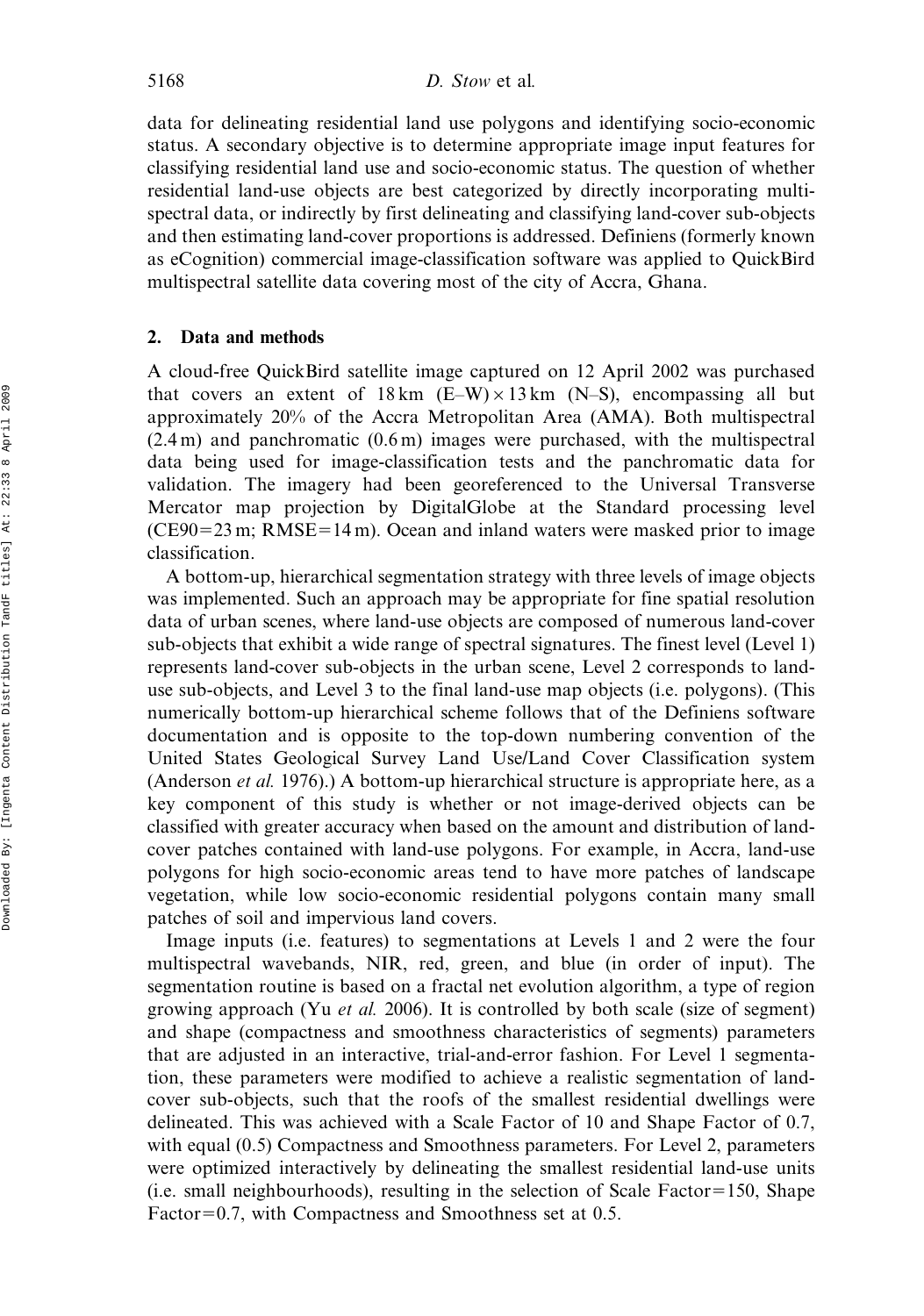data for delineating residential land use polygons and identifying socio-economic status. A secondary objective is to determine appropriate image input features for classifying residential land use and socio-economic status. The question of whether residential land-use objects are best categorized by directly incorporating multi-spectral data, or indirectly by first delineating and classifying land-cover sub-objects and then estimating land-cover proportions is addressed. Definiens (formerly known as eCognition) commercial image-classification software was applied to QuickBird multispectral satellite data covering most of the city of Accra, Ghana.

## 2. Data and methods

A cloud-free QuickBird satellite image captured on 12 April 2002 was purchased that covers an extent of 18 km (E–W) $\times$ 13 km (N–S), encompassing all but approximately 20% of the Accra Metropolitan Area (AMA). Both multispectral (2.4 m) and panchromatic (0.6 m) images were purchased, with the multispectral data being used for image-classification tests and the panchromatic data for validation. The imagery had been georeferenced to the Universal Transverse Mercator map projection by DigitalGlobe at the Standard processing level (CE90 = 23 m; RMSE = 14 m). Ocean and inland waters were masked prior to image classification.

A bottom-up, hierarchical segmentation strategy with three levels of image objects was implemented. Such an approach may be appropriate for fine spatial resolution data of urban scenes, where land-use objects are composed of numerous land-cover sub-objects that exhibit a wide range of spectral signatures. The finest level (Level 1) represents land-cover sub-objects in the urban scene, Level 2 corresponds to land-use sub-objects, and Level 3 to the final land-use map objects (i.e. polygons). (This numerically bottom-up hierarchical scheme follows that of the Definiens software documentation and is opposite to the top-down numbering convention of the United States Geological Survey Land Use/Land Cover Classification system (Anderson *et al.* 1976).) A bottom-up hierarchical structure is appropriate here, as a key component of this study is whether or not image-derived objects can be classified with greater accuracy when based on the amount and distribution of land-cover patches contained with land-use polygons. For example, in Accra, land-use polygons for high socio-economic areas tend to have more patches of landscape vegetation, while low socio-economic residential polygons contain many small patches of soil and impervious land covers.

Image inputs (i.e. features) to segmentations at Levels 1 and 2 were the four multispectral wavebands, NIR, red, green, and blue (in order of input). The segmentation routine is based on a fractal net evolution algorithm, a type of region growing approach (Yu *et al.* 2006). It is controlled by both scale (size of segment) and shape (compactness and smoothness characteristics of segments) parameters that are adjusted in an interactive, trial-and-error fashion. For Level 1 segmentation, these parameters were modified to achieve a realistic segmentation of land-cover sub-objects, such that the roofs of the smallest residential dwellings were delineated. This was achieved with a Scale Factor of 10 and Shape Factor of 0.7, with equal (0.5) Compactness and Smoothness parameters. For Level 2, parameters were optimized interactively by delineating the smallest residential land-use units (i.e. small neighbourhoods), resulting in the selection of Scale Factor = 150, Shape Factor = 0.7, with Compactness and Smoothness set at 0.5.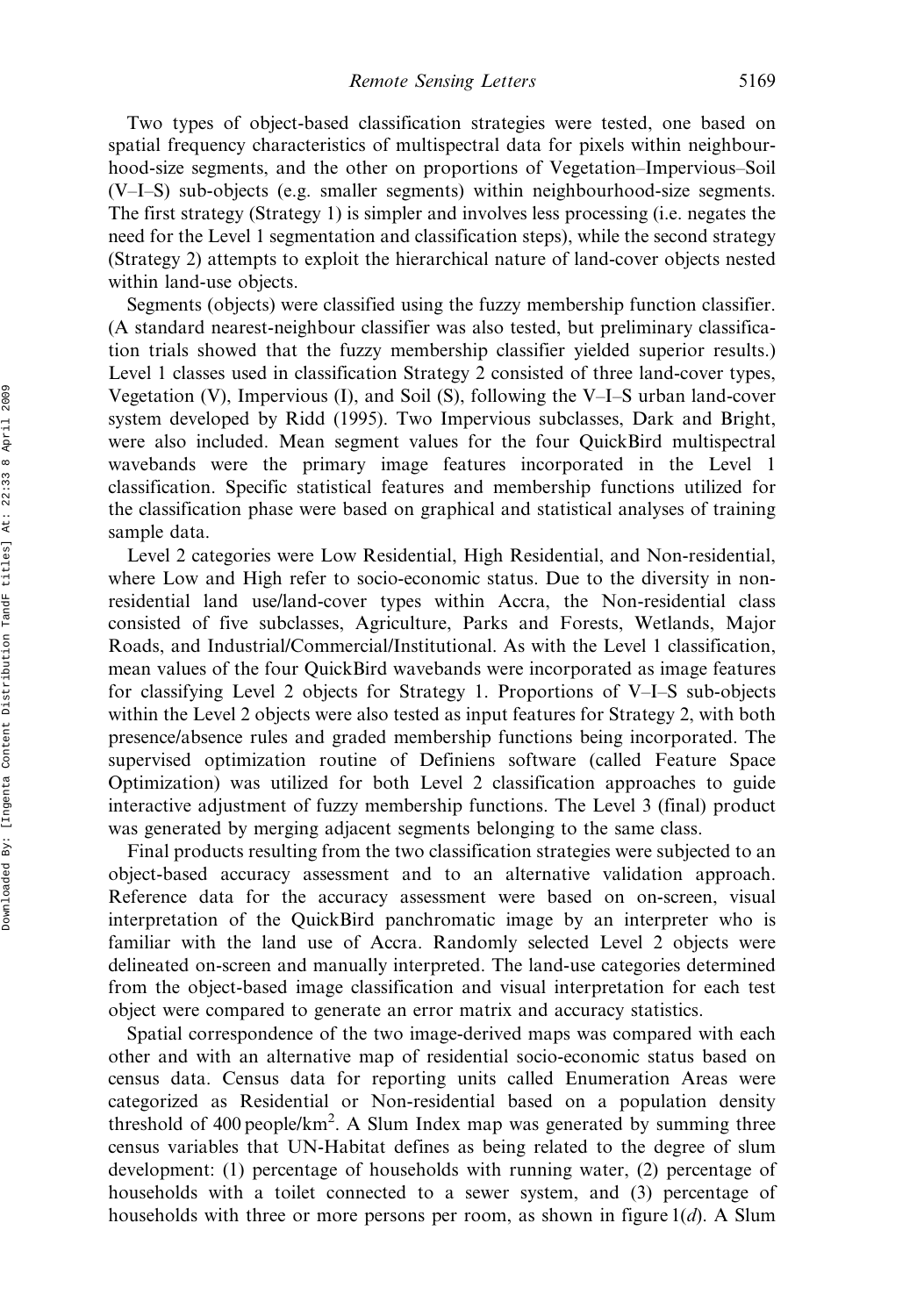Two types of object-based classification strategies were tested, one based on spatial frequency characteristics of multispectral data for pixels within neighbourhood-size segments, and the other on proportions of Vegetation–Impervious–Soil (V–I–S) sub-objects (e.g. smaller segments) within neighbourhood-size segments. The first strategy (Strategy 1) is simpler and involves less processing (i.e. negates the need for the Level 1 segmentation and classification steps), while the second strategy (Strategy 2) attempts to exploit the hierarchical nature of land-cover objects nested within land-use objects.

Segments (objects) were classified using the fuzzy membership function classifier. (A standard nearest-neighbour classifier was also tested, but preliminary classification trials showed that the fuzzy membership classifier yielded superior results.) Level 1 classes used in classification Strategy 2 consisted of three land-cover types, Vegetation (V), Impervious (I), and Soil (S), following the V–I–S urban land-cover system developed by Ridd (1995). Two Impervious subclasses, Dark and Bright, were also included. Mean segment values for the four QuickBird multispectral wavebands were the primary image features incorporated in the Level 1 classification. Specific statistical features and membership functions utilized for the classification phase were based on graphical and statistical analyses of training sample data.

Level 2 categories were Low Residential, High Residential, and Non-residential, where Low and High refer to socio-economic status. Due to the diversity in non-residential land use/land-cover types within Accra, the Non-residential class consisted of five subclasses, Agriculture, Parks and Forests, Wetlands, Major Roads, and Industrial/Commercial/Institutional. As with the Level 1 classification, mean values of the four QuickBird wavebands were incorporated as image features for classifying Level 2 objects for Strategy 1. Proportions of V–I–S sub-objects within the Level 2 objects were also tested as input features for Strategy 2, with both presence/absence rules and graded membership functions being incorporated. The supervised optimization routine of Definiens software (called Feature Space Optimization) was utilized for both Level 2 classification approaches to guide interactive adjustment of fuzzy membership functions. The Level 3 (final) product was generated by merging adjacent segments belonging to the same class.

Final products resulting from the two classification strategies were subjected to an object-based accuracy assessment and to an alternative validation approach. Reference data for the accuracy assessment were based on on-screen, visual interpretation of the QuickBird panchromatic image by an interpreter who is familiar with the land use of Accra. Randomly selected Level 2 objects were delineated on-screen and manually interpreted. The land-use categories determined from the object-based image classification and visual interpretation for each test object were compared to generate an error matrix and accuracy statistics.

Spatial correspondence of the two image-derived maps was compared with each other and with an alternative map of residential socio-economic status based on census data. Census data for reporting units called Enumeration Areas were categorized as Residential or Non-residential based on a population density threshold of 400 people/km$^2$. A Slum Index map was generated by summing three census variables that UN-Habitat defines as being related to the degree of slum development: (1) percentage of households with running water, (2) percentage of households with a toilet connected to a sewer system, and (3) percentage of households with three or more persons per room, as shown in figure 1(*d*). A Slum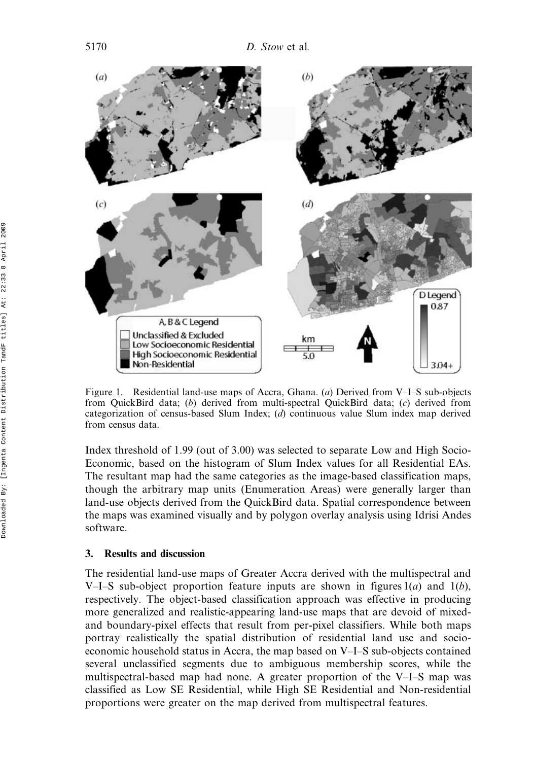Figure 1. Residential land-use maps of Accra, Ghana. (*a*) Derived from V–I–S sub-objects from QuickBird data; (*b*) derived from multi-spectral QuickBird data; (*c*) derived from categorization of census-based Slum Index; (*d*) continuous value Slum index map derived from census data.

Index threshold of 1.99 (out of 3.00) was selected to separate Low and High Socio-Economic, based on the histogram of Slum Index values for all Residential EAs. The resultant map had the same categories as the image-based classification maps, though the arbitrary map units (Enumeration Areas) were generally larger than land-use objects derived from the QuickBird data. Spatial correspondence between the maps was examined visually and by polygon overlay analysis using Idrisi Andes software.

## 3. Results and discussion

The residential land-use maps of Greater Accra derived with the multispectral and V–I–S sub-object proportion feature inputs are shown in figures 1(*a*) and 1(*b*), respectively. The object-based classification approach was effective in producing more generalized and realistic-appearing land-use maps that are devoid of mixed- and boundary-pixel effects that result from per-pixel classifiers. While both maps portray realistically the spatial distribution of residential land use and socio-economic household status in Accra, the map based on V–I–S sub-objects contained several unclassified segments due to ambiguous membership scores, while the multispectral-based map had none. A greater proportion of the V–I–S map was classified as Low SE Residential, while High SE Residential and Non-residential proportions were greater on the map derived from multispectral features.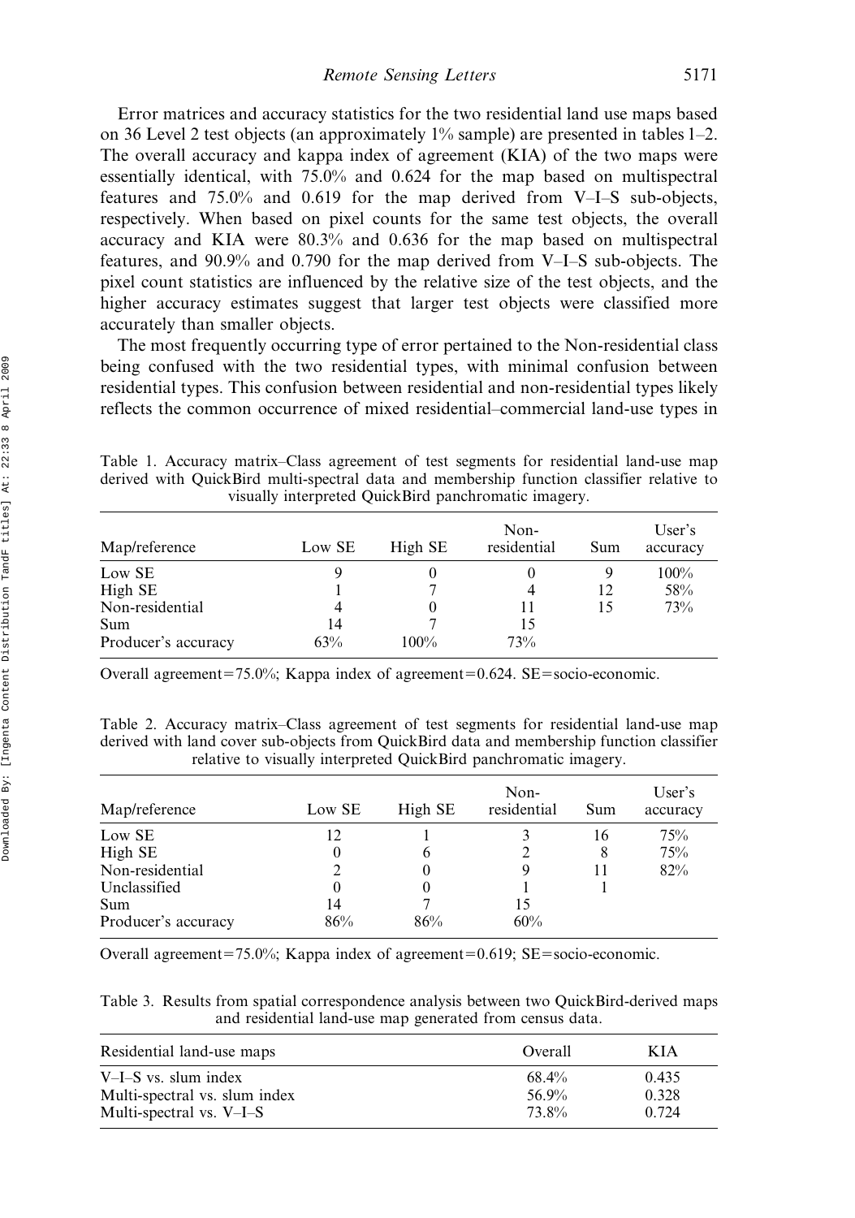Error matrices and accuracy statistics for the two residential land use maps based on 36 Level 2 test objects (an approximately 1% sample) are presented in tables 1–2. The overall accuracy and kappa index of agreement (KIA) of the two maps were essentially identical, with 75.0% and 0.624 for the map based on multispectral features and 75.0% and 0.619 for the map derived from V–I–S sub-objects, respectively. When based on pixel counts for the same test objects, the overall accuracy and KIA were 80.3% and 0.636 for the map based on multispectral features, and 90.9% and 0.790 for the map derived from V–I–S sub-objects. The pixel count statistics are influenced by the relative size of the test objects, and the higher accuracy estimates suggest that larger test objects were classified more accurately than smaller objects.

The most frequently occurring type of error pertained to the Non-residential class being confused with the two residential types, with minimal confusion between residential types. This confusion between residential and non-residential types likely reflects the common occurrence of mixed residential–commercial land-use types in

Table 1. Accuracy matrix–Class agreement of test segments for residential land-use map derived with QuickBird multi-spectral data and membership function classifier relative to visually interpreted QuickBird panchromatic imagery.

| Map/reference | Low SE | High SE | Non-residential | Sum | User's accuracy |
|---|---|---|---|---|---|
| Low SE | 9 | 0 | 0 | 9 | 100% |
| High SE | 1 | 7 | 4 | 12 | 58% |
| Non-residential | 4 | 0 | 11 | 15 | 73% |
| Sum | 14 | 7 | 15 | | |
| Producer's accuracy | 63% | 100% | 73% | | |

Overall agreement=75.0%; Kappa index of agreement=0.624. SE=socio-economic.

Table 2. Accuracy matrix–Class agreement of test segments for residential land-use map derived with land cover sub-objects from QuickBird data and membership function classifier relative to visually interpreted QuickBird panchromatic imagery.

| Map/reference | Low SE | High SE | Non-residential | Sum | User's accuracy |
|---|---|---|---|---|---|
| Low SE | 12 | 1 | 3 | 16 | 75% |
| High SE | 0 | 6 | 2 | 8 | 75% |
| Non-residential | 2 | 0 | 9 | 11 | 82% |
| Unclassified | 0 | 0 | 1 | 1 | |
| Sum | 14 | 7 | 15 | | |
| Producer's accuracy | 86% | 86% | 60% | | |

Overall agreement=75.0%; Kappa index of agreement=0.619; SE=socio-economic.

Table 3. Results from spatial correspondence analysis between two QuickBird-derived maps and residential land-use map generated from census data.

| Residential land-use maps | Overall | KIA |
|---|---|---|
| V–I–S vs. slum index | 68.4% | 0.435 |
| Multi-spectral vs. slum index | 56.9% | 0.328 |
| Multi-spectral vs. V–I–S | 73.8% | 0.724 |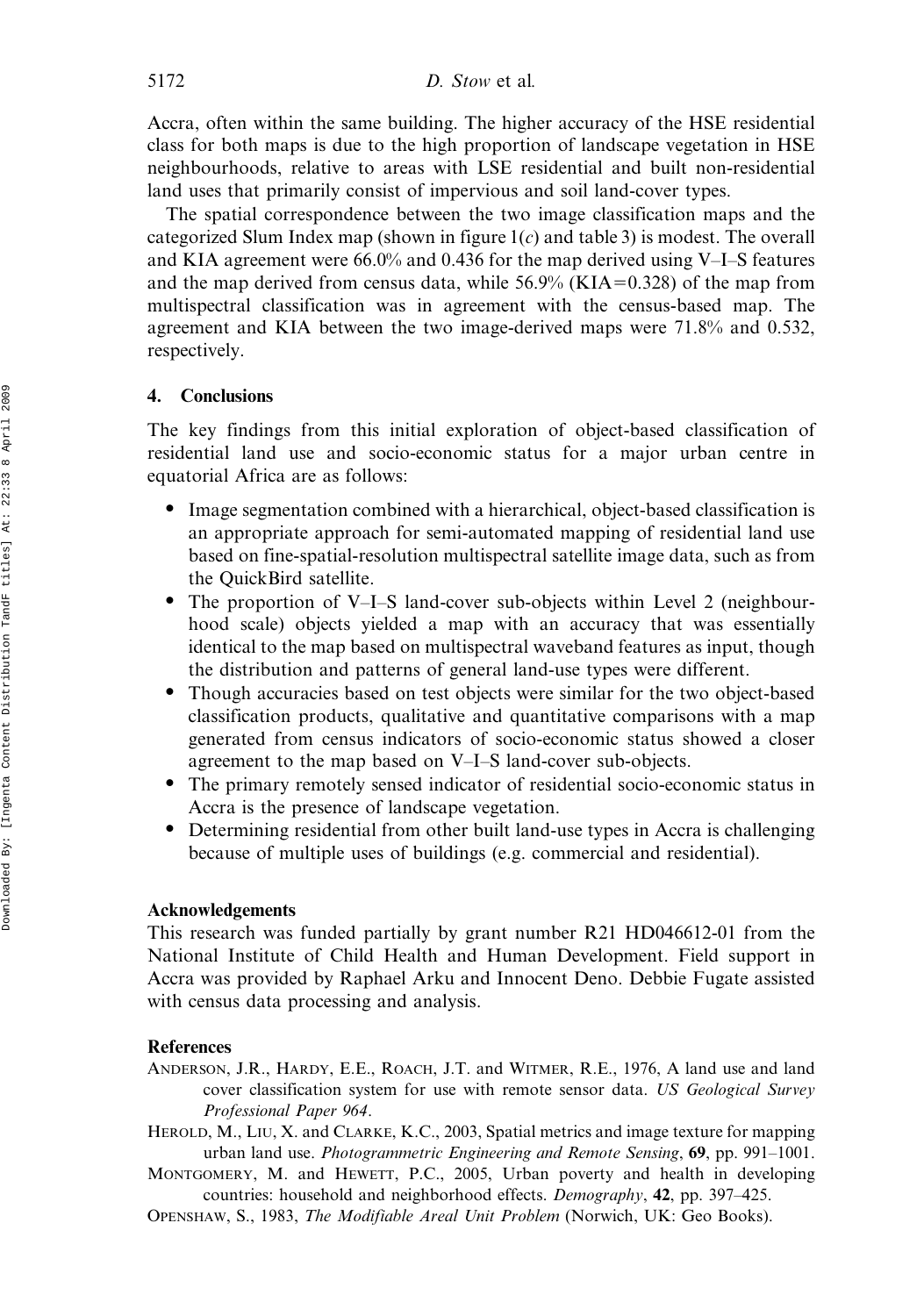Accra, often within the same building. The higher accuracy of the HSE residential class for both maps is due to the high proportion of landscape vegetation in HSE neighbourhoods, relative to areas with LSE residential and built non-residential land uses that primarily consist of impervious and soil land-cover types.

The spatial correspondence between the two image classification maps and the categorized Slum Index map (shown in figure 1(*c*) and table 3) is modest. The overall and KIA agreement were 66.0% and 0.436 for the map derived using V–I–S features and the map derived from census data, while 56.9% (KIA=0.328) of the map from multispectral classification was in agreement with the census-based map. The agreement and KIA between the two image-derived maps were 71.8% and 0.532, respectively.

## 4. Conclusions

The key findings from this initial exploration of object-based classification of residential land use and socio-economic status for a major urban centre in equatorial Africa are as follows:

- Image segmentation combined with a hierarchical, object-based classification is an appropriate approach for semi-automated mapping of residential land use based on fine-spatial-resolution multispectral satellite image data, such as from the QuickBird satellite.
- The proportion of V–I–S land-cover sub-objects within Level 2 (neighbourhood scale) objects yielded a map with an accuracy that was essentially identical to the map based on multispectral waveband features as input, though the distribution and patterns of general land-use types were different.
- Though accuracies based on test objects were similar for the two object-based classification products, qualitative and quantitative comparisons with a map generated from census indicators of socio-economic status showed a closer agreement to the map based on V–I–S land-cover sub-objects.
- The primary remotely sensed indicator of residential socio-economic status in Accra is the presence of landscape vegetation.
- Determining residential from other built land-use types in Accra is challenging because of multiple uses of buildings (e.g. commercial and residential).

### Acknowledgements

This research was funded partially by grant number R21 HD046612-01 from the National Institute of Child Health and Human Development. Field support in Accra was provided by Raphael Arku and Innocent Deno. Debbie Fugate assisted with census data processing and analysis.

### References

Anderson, J.R., Hardy, E.E., Roach, J.T. and Witmer, R.E., 1976, A land use and land cover classification system for use with remote sensor data. *US Geological Survey Professional Paper 964*.

Herold, M., Liu, X. and Clarke, K.C., 2003, Spatial metrics and image texture for mapping urban land use. *Photogrammetric Engineering and Remote Sensing*, **69**, pp. 991–1001.

Montgomery, M. and Hewett, P.C., 2005, Urban poverty and health in developing countries: household and neighborhood effects. *Demography*, **42**, pp. 397–425.

Openshaw, S., 1983, *The Modifiable Areal Unit Problem* (Norwich, UK: Geo Books).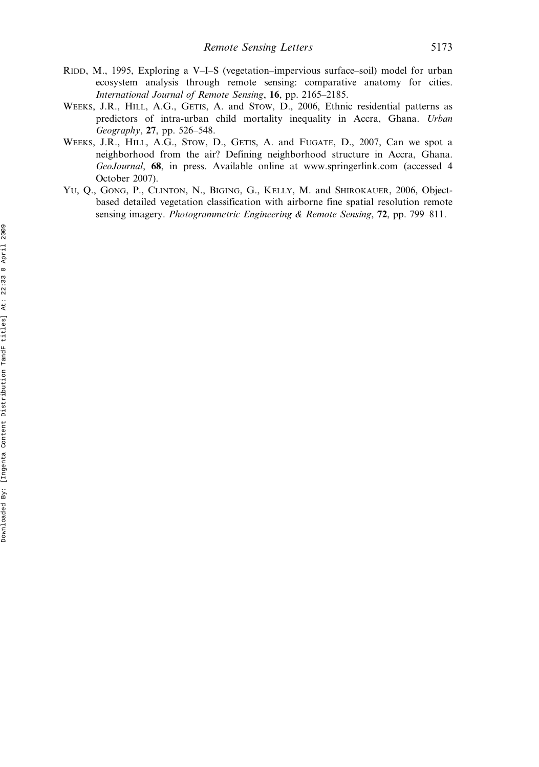RIDD, M., 1995, Exploring a V–I–S (vegetation–impervious surface–soil) model for urban ecosystem analysis through remote sensing: comparative anatomy for cities. *International Journal of Remote Sensing*, **16**, pp. 2165–2185.

WEEKS, J.R., HILL, A.G., GETIS, A. and STOW, D., 2006, Ethnic residential patterns as predictors of intra-urban child mortality inequality in Accra, Ghana. *Urban Geography*, **27**, pp. 526–548.

WEEKS, J.R., HILL, A.G., STOW, D., GETIS, A. and FUGATE, D., 2007, Can we spot a neighborhood from the air? Defining neighborhood structure in Accra, Ghana. *GeoJournal*, **68**, in press. Available online at www.springerlink.com (accessed 4 October 2007).

YU, Q., GONG, P., CLINTON, N., BIGING, G., KELLY, M. and SHIROKAUER, 2006, Object-based detailed vegetation classification with airborne fine spatial resolution remote sensing imagery. *Photogrammetric Engineering & Remote Sensing*, **72**, pp. 799–811.